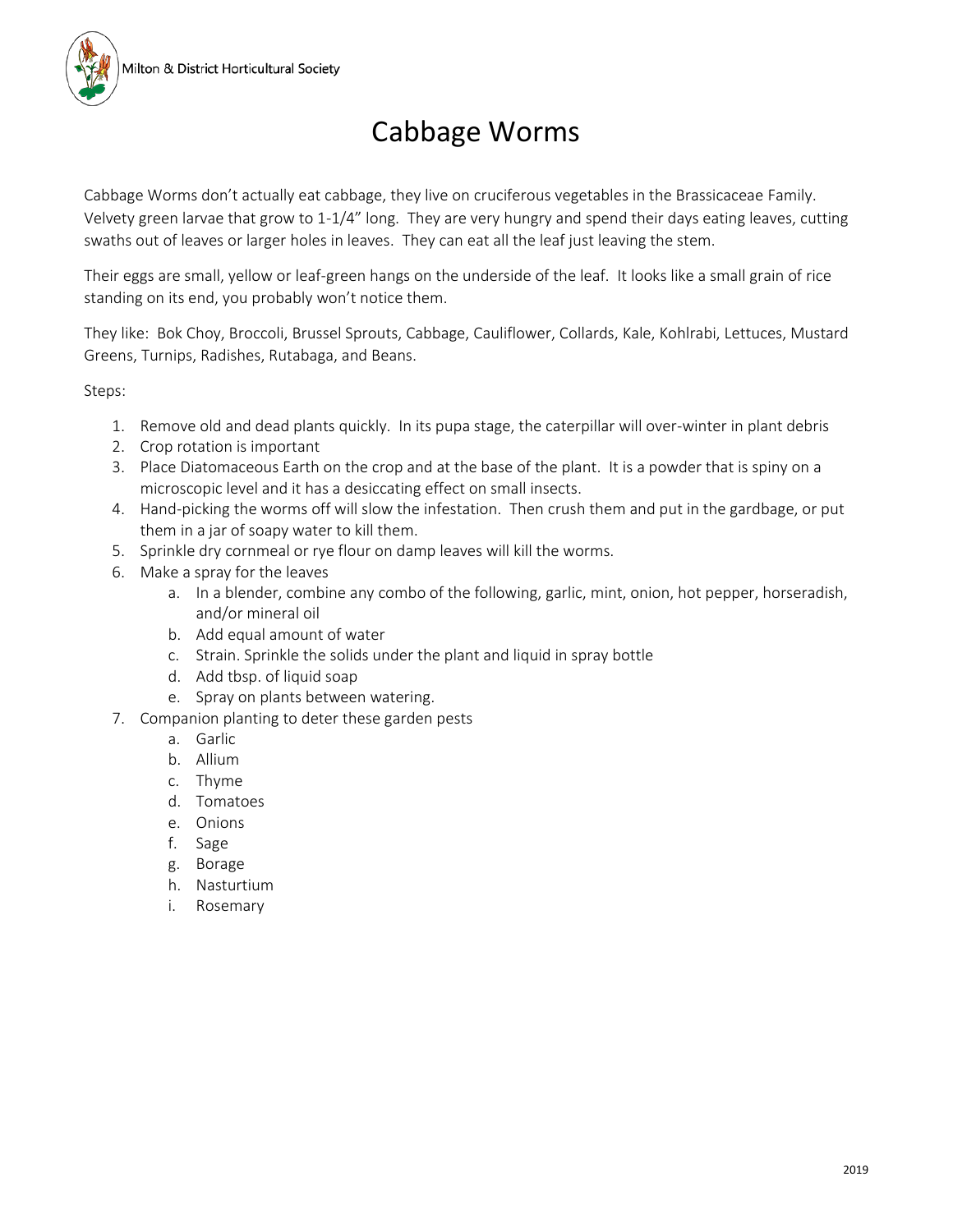Milton & District Horticultural Society

# Cabbage Worms

Cabbage Worms don't actually eat cabbage, they live on cruciferous vegetables in the Brassicaceae Family. Velvety green larvae that grow to 1-1/4" long. They are very hungry and spend their days eating leaves, cutting swaths out of leaves or larger holes in leaves. They can eat all the leaf just leaving the stem.

Their eggs are small, yellow or leaf-green hangs on the underside of the leaf. It looks like a small grain of rice standing on its end, you probably won't notice them.

They like: Bok Choy, Broccoli, Brussel Sprouts, Cabbage, Cauliflower, Collards, Kale, Kohlrabi, Lettuces, Mustard Greens, Turnips, Radishes, Rutabaga, and Beans.

Steps:

1. Remove old and dead plants quickly. In its pupa stage, the caterpillar will over-winter in plant debris
2. Crop rotation is important
3. Place Diatomaceous Earth on the crop and at the base of the plant. It is a powder that is spiny on a microscopic level and it has a desiccating effect on small insects.
4. Hand-picking the worms off will slow the infestation. Then crush them and put in the gardbage, or put them in a jar of soapy water to kill them.
5. Sprinkle dry cornmeal or rye flour on damp leaves will kill the worms.
6. Make a spray for the leaves
   a. In a blender, combine any combo of the following, garlic, mint, onion, hot pepper, horseradish, and/or mineral oil
   b. Add equal amount of water
   c. Strain. Sprinkle the solids under the plant and liquid in spray bottle
   d. Add tbsp. of liquid soap
   e. Spray on plants between watering.
7. Companion planting to deter these garden pests
   a. Garlic
   b. Allium
   c. Thyme
   d. Tomatoes
   e. Onions
   f. Sage
   g. Borage
   h. Nasturtium
   i. Rosemary

2019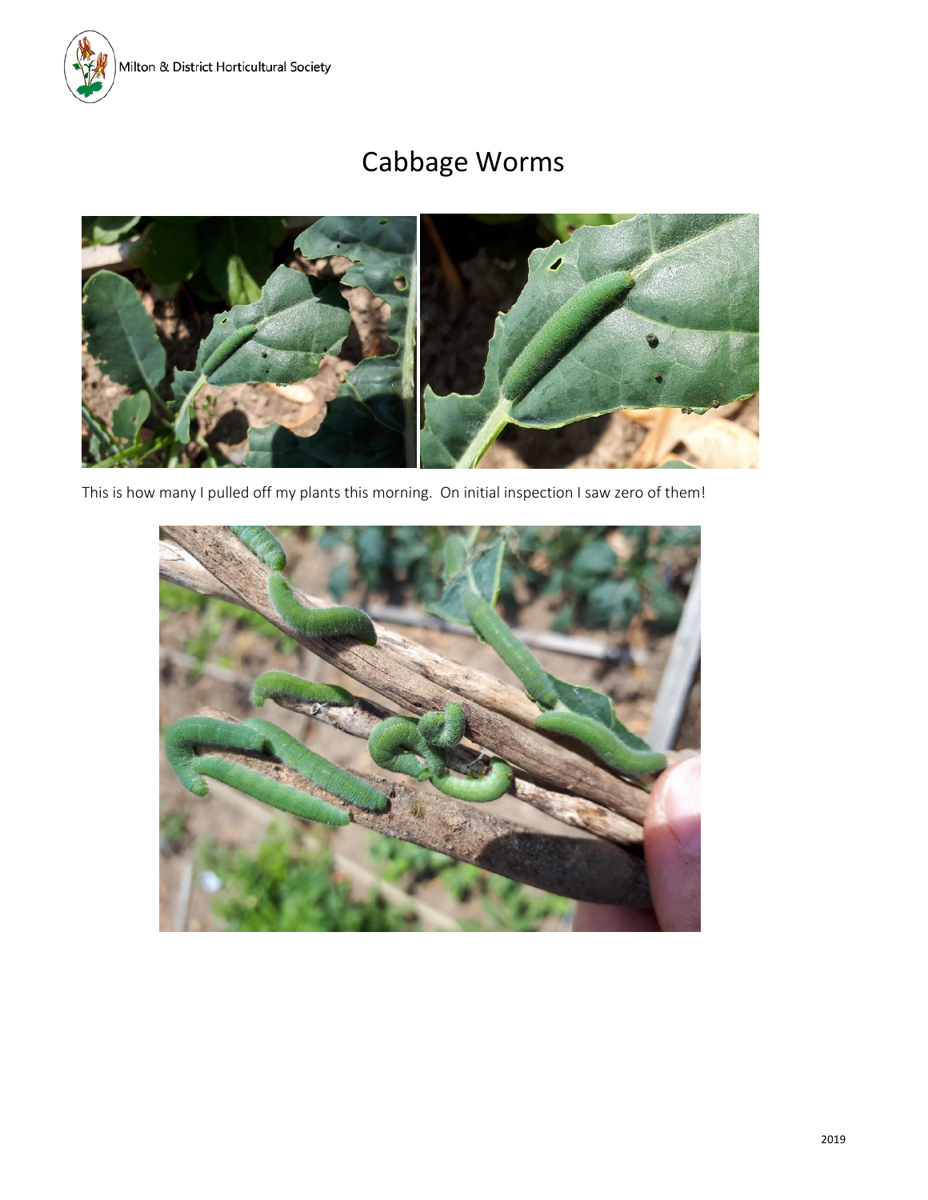# Cabbage Worms

This is how many I pulled off my plants this morning. On initial inspection I saw zero of them!